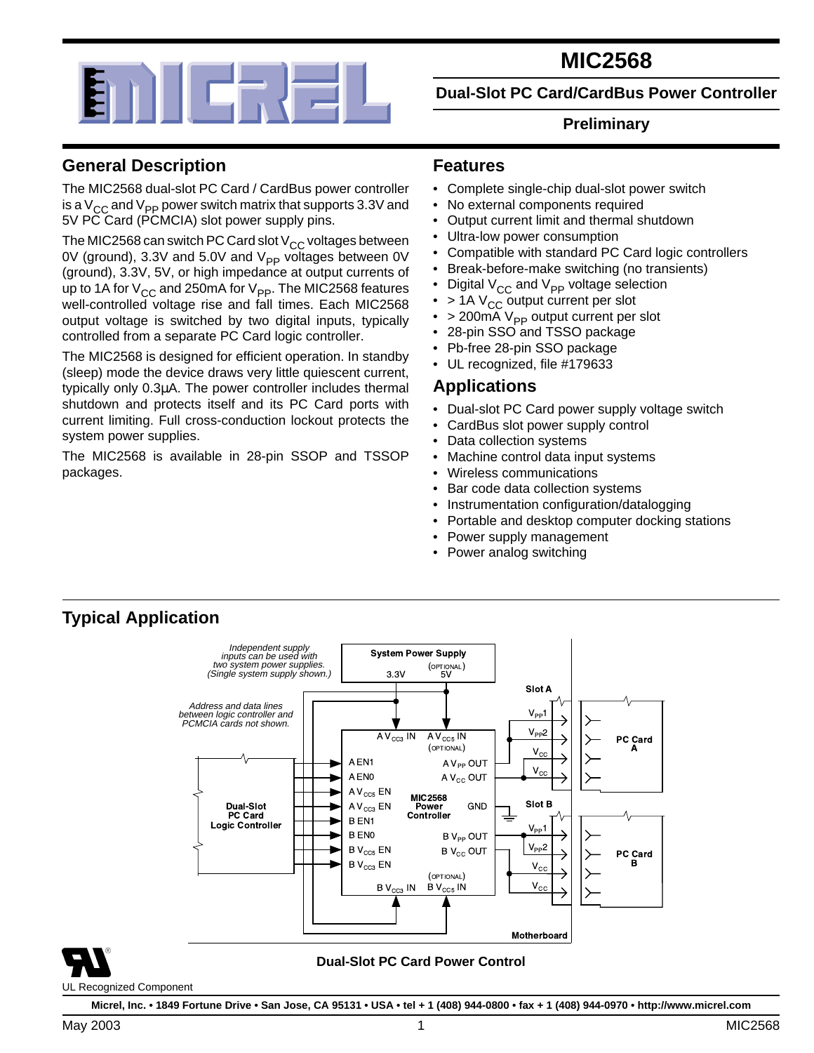# MIC2568

## Dual-Slot PC Card/CardBus Power Controller

**Preliminary**

## General Description

The MIC2568 dual-slot PC Card / CardBus power controller is a $V_{CC}$ and $V_{PP}$ power switch matrix that supports 3.3V and 5V PC Card (PCMCIA) slot power supply pins.

The MIC2568 can switch PC Card slot $V_{CC}$ voltages between 0V (ground), 3.3V and 5.0V and $V_{PP}$ voltages between 0V (ground), 3.3V, 5V, or high impedance at output currents of up to 1A for $V_{CC}$ and 250mA for $V_{PP}$. The MIC2568 features well-controlled voltage rise and fall times. Each MIC2568 output voltage is switched by two digital inputs, typically controlled from a separate PC Card logic controller.

The MIC2568 is designed for efficient operation. In standby (sleep) mode the device draws very little quiescent current, typically only 0.3µA. The power controller includes thermal shutdown and protects itself and its PC Card ports with current limiting. Full cross-conduction lockout protects the system power supplies.

The MIC2568 is available in 28-pin SSOP and TSSOP packages.

## Features

- Complete single-chip dual-slot power switch
- No external components required
- Output current limit and thermal shutdown
- Ultra-low power consumption
- Compatible with standard PC Card logic controllers
- Break-before-make switching (no transients)
- Digital $V_{CC}$ and $V_{PP}$ voltage selection
- > 1A $V_{CC}$ output current per slot
- > 200mA $V_{PP}$ output current per slot
- 28-pin SSO and TSSO package
- Pb-free 28-pin SSO package
- UL recognized, file #179633

## Applications

- Dual-slot PC Card power supply voltage switch
- CardBus slot power supply control
- Data collection systems
- Machine control data input systems
- Wireless communications
- Bar code data collection systems
- Instrumentation configuration/datalogging
- Portable and desktop computer docking stations
- Power supply management
- Power analog switching

## Typical Application

Dual-Slot PC Card Power Control

UL Recognized Component

Micrel, Inc. • 1849 Fortune Drive • San Jose, CA 95131 • USA • tel + 1 (408) 944-0800 • fax + 1 (408) 944-0970 • http://www.micrel.com

May 2003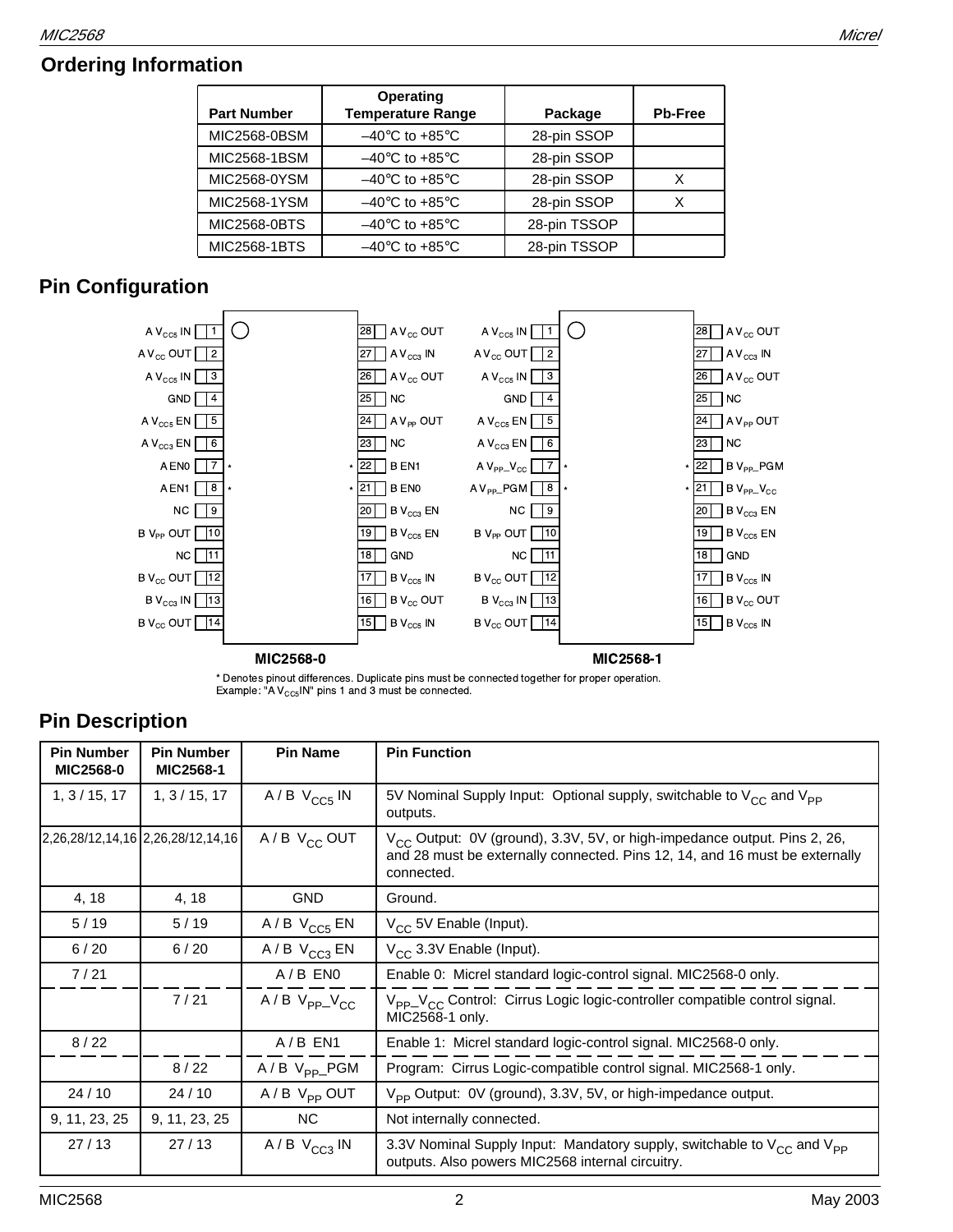## Ordering Information

| Part Number | Operating Temperature Range | Package | Pb-Free |
|---|---|---|---|
| MIC2568-0BSM | –40°C to +85°C | 28-pin SSOP | |
| MIC2568-1BSM | –40°C to +85°C | 28-pin SSOP | |
| MIC2568-0YSM | –40°C to +85°C | 28-pin SSOP | X |
| MIC2568-1YSM | –40°C to +85°C | 28-pin SSOP | X |
| MIC2568-0BTS | –40°C to +85°C | 28-pin TSSOP | |
| MIC2568-1BTS | –40°C to +85°C | 28-pin TSSOP | |

## Pin Configuration

**MIC2568-0**

| Pin | Name | Pin | Name |
|---|---|---|---|
| 1 | A $V_{CC5}$ IN | 28 | A $V_{CC}$ OUT |
| 2 | A $V_{CC}$ OUT | 27 | A $V_{CC3}$ IN |
| 3 | A $V_{CC5}$ IN | 26 | A $V_{CC}$ OUT |
| 4 | GND | 25 | NC |
| 5 | A $V_{CC5}$ EN | 24 | A $V_{PP}$ OUT |
| 6 | A $V_{CC3}$ EN | 23 | NC |
| 7* | A EN0 | 22* | B EN1 |
| 8* | A EN1 | 21* | B EN0 |
| 9 | NC | 20 | B $V_{CC3}$ EN |
| 10 | B $V_{PP}$ OUT | 19 | B $V_{CC5}$ EN |
| 11 | NC | 18 | GND |
| 12 | B $V_{CC}$ OUT | 17 | B $V_{CC5}$ IN |
| 13 | B $V_{CC3}$ IN | 16 | B $V_{CC}$ OUT |
| 14 | B $V_{CC}$ OUT | 15 | B $V_{CC5}$ IN |

**MIC2568-1**

| Pin | Name | Pin | Name |
|---|---|---|---|
| 1 | A $V_{CC5}$ IN | 28 | A $V_{CC}$ OUT |
| 2 | A $V_{CC}$ OUT | 27 | A $V_{CC3}$ IN |
| 3 | A $V_{CC5}$ IN | 26 | A $V_{CC}$ OUT |
| 4 | GND | 25 | NC |
| 5 | A $V_{CC5}$ EN | 24 | A $V_{PP}$ OUT |
| 6 | A $V_{CC3}$ EN | 23 | NC |
| 7* | A $V_{PP}$_$V_{CC}$ | 22* | B $V_{PP}$_PGM |
| 8* | A $V_{PP}$_PGM | 21* | B $V_{PP}$_$V_{CC}$ |
| 9 | NC | 20 | B $V_{CC3}$ EN |
| 10 | B $V_{PP}$ OUT | 19 | B $V_{CC5}$ EN |
| 11 | NC | 18 | GND |
| 12 | B $V_{CC}$ OUT | 17 | B $V_{CC5}$ IN |
| 13 | B $V_{CC3}$ IN | 16 | B $V_{CC}$ OUT |
| 14 | B $V_{CC}$ OUT | 15 | B $V_{CC5}$ IN |

\* Denotes pinout differences. Duplicate pins must be connected together for proper operation.
Example: "A $V_{CC5}$IN" pins 1 and 3 must be connected.

## Pin Description

| Pin Number MIC2568-0 | Pin Number MIC2568-1 | Pin Name | Pin Function |
|---|---|---|---|
| 1, 3 / 15, 17 | 1, 3 / 15, 17 | A / B $V_{CC5}$ IN | 5V Nominal Supply Input: Optional supply, switchable to $V_{CC}$ and $V_{PP}$ outputs. |
| 2,26,28/12,14,16 | 2,26,28/12,14,16 | A / B $V_{CC}$ OUT | $V_{CC}$ Output: 0V (ground), 3.3V, 5V, or high-impedance output. Pins 2, 26, and 28 must be externally connected. Pins 12, 14, and 16 must be externally connected. |
| 4, 18 | 4, 18 | GND | Ground. |
| 5 / 19 | 5 / 19 | A / B $V_{CC5}$ EN | $V_{CC}$ 5V Enable (Input). |
| 6 / 20 | 6 / 20 | A / B $V_{CC3}$ EN | $V_{CC}$ 3.3V Enable (Input). |
| 7 / 21 | | A / B EN0 | Enable 0: Micrel standard logic-control signal. MIC2568-0 only. |
| | 7 / 21 | A / B $V_{PP}$_$V_{CC}$ | $V_{PP}$_$V_{CC}$ Control: Cirrus Logic logic-controller compatible control signal. MIC2568-1 only. |
| 8 / 22 | | A / B EN1 | Enable 1: Micrel standard logic-control signal. MIC2568-0 only. |
| | 8 / 22 | A / B $V_{PP}$_PGM | Program: Cirrus Logic-compatible control signal. MIC2568-1 only. |
| 24 / 10 | 24 / 10 | A / B $V_{PP}$ OUT | $V_{PP}$ Output: 0V (ground), 3.3V, 5V, or high-impedance output. |
| 9, 11, 23, 25 | 9, 11, 23, 25 | NC | Not internally connected. |
| 27 / 13 | 27 / 13 | A / B $V_{CC3}$ IN | 3.3V Nominal Supply Input: Mandatory supply, switchable to $V_{CC}$ and $V_{PP}$ outputs. Also powers MIC2568 internal circuitry. |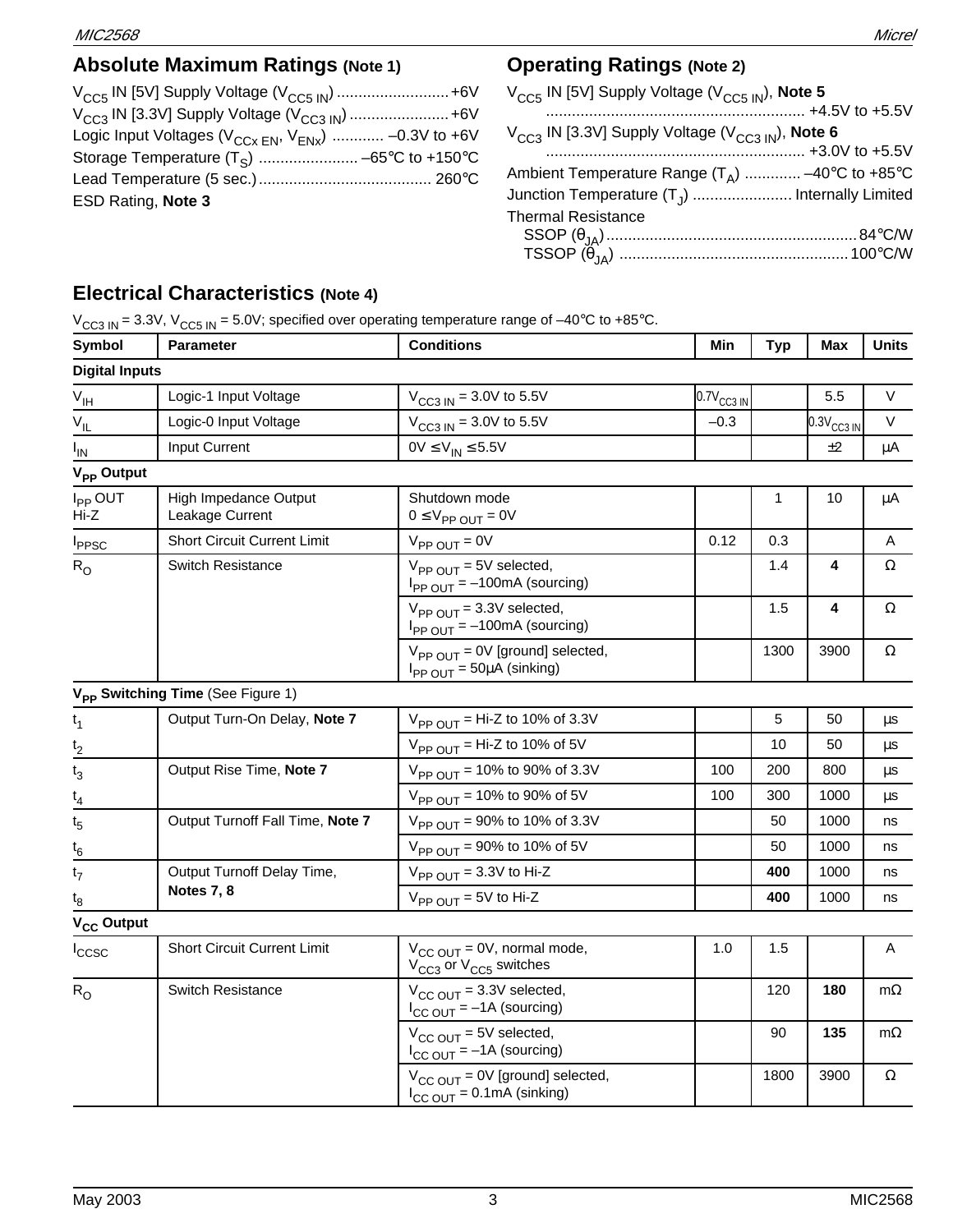## Absolute Maximum Ratings (Note 1)

$V_{CC5}$ IN [5V] Supply Voltage ($V_{CC5\ IN}$) .......................... +6V
$V_{CC3}$ IN [3.3V] Supply Voltage ($V_{CC3\ IN}$) ....................... +6V
Logic Input Voltages ($V_{CCx\ EN}$, $V_{ENx}$) ............ –0.3V to +6V
Storage Temperature ($T_S$) ....................... –65°C to +150°C
Lead Temperature (5 sec.) ........................................ 260°C
ESD Rating, **Note 3**

## Operating Ratings (Note 2)

$V_{CC5}$ IN [5V] Supply Voltage ($V_{CC5\ IN}$), **Note 5** ............................................................ +4.5V to +5.5V
$V_{CC3}$ IN [3.3V] Supply Voltage ($V_{CC3\ IN}$), **Note 6** ............................................................ +3.0V to +5.5V
Ambient Temperature Range ($T_A$) ............. –40°C to +85°C
Junction Temperature ($T_J$) ....................... Internally Limited
Thermal Resistance
SSOP ($\theta_{JA}$) .......................................................... 84°C/W
TSSOP ($\theta_{JA}$) ..................................................... 100°C/W

## Electrical Characteristics (Note 4)

$V_{CC3\ IN}$ = 3.3V, $V_{CC5\ IN}$ = 5.0V; specified over operating temperature range of –40°C to +85°C.

| Symbol | Parameter | Conditions | Min | Typ | Max | Units |
|---|---|---|---|---|---|---|
| **Digital Inputs** | | | | | | |
| $V_{IH}$ | Logic-1 Input Voltage | $V_{CC3\ IN}$ = 3.0V to 5.5V | $0.7V_{CC3\ IN}$ | | 5.5 | V |
| $V_{IL}$ | Logic-0 Input Voltage | $V_{CC3\ IN}$ = 3.0V to 5.5V | –0.3 | | $0.3V_{CC3\ IN}$ | V |
| $I_{IN}$ | Input Current | 0V ≤ $V_{IN}$ ≤ 5.5V | | | ±2 | µA |
| **$V_{PP}$ Output** | | | | | | |
| $I_{PP}$ OUT Hi-Z | High Impedance Output Leakage Current | Shutdown mode 0 ≤ $V_{PP\ OUT}$ = 0V | | 1 | 10 | µA |
| $I_{PPSC}$ | Short Circuit Current Limit | $V_{PP\ OUT}$ = 0V | 0.12 | 0.3 | | A |
| $R_O$ | Switch Resistance | $V_{PP\ OUT}$ = 5V selected, $I_{PP\ OUT}$ = –100mA (sourcing) | | 1.4 | **4** | Ω |
| | | $V_{PP\ OUT}$ = 3.3V selected, $I_{PP\ OUT}$ = –100mA (sourcing) | | 1.5 | **4** | Ω |
| | | $V_{PP\ OUT}$ = 0V [ground] selected, $I_{PP\ OUT}$ = 50µA (sinking) | | 1300 | 3900 | Ω |
| **$V_{PP}$ Switching Time** (See Figure 1) | | | | | | |
| $t_1$ | Output Turn-On Delay, **Note 7** | $V_{PP\ OUT}$ = Hi-Z to 10% of 3.3V | | 5 | 50 | µs |
| $t_2$ | | $V_{PP\ OUT}$ = Hi-Z to 10% of 5V | | 10 | 50 | µs |
| $t_3$ | Output Rise Time, **Note 7** | $V_{PP\ OUT}$ = 10% to 90% of 3.3V | 100 | 200 | 800 | µs |
| $t_4$ | | $V_{PP\ OUT}$ = 10% to 90% of 5V | 100 | 300 | 1000 | µs |
| $t_5$ | Output Turnoff Fall Time, **Note 7** | $V_{PP\ OUT}$ = 90% to 10% of 3.3V | | 50 | 1000 | ns |
| $t_6$ | | $V_{PP\ OUT}$ = 90% to 10% of 5V | | 50 | 1000 | ns |
| $t_7$ | Output Turnoff Delay Time, **Notes 7, 8** | $V_{PP\ OUT}$ = 3.3V to Hi-Z | | **400** | 1000 | ns |
| $t_8$ | | $V_{PP\ OUT}$ = 5V to Hi-Z | | **400** | 1000 | ns |
| **$V_{CC}$ Output** | | | | | | |
| $I_{CCSC}$ | Short Circuit Current Limit | $V_{CC\ OUT}$ = 0V, normal mode, $V_{CC3}$ or $V_{CC5}$ switches | 1.0 | 1.5 | | A |
| $R_O$ | Switch Resistance | $V_{CC\ OUT}$ = 3.3V selected, $I_{CC\ OUT}$ = –1A (sourcing) | | 120 | **180** | mΩ |
| | | $V_{CC\ OUT}$ = 5V selected, $I_{CC\ OUT}$ = –1A (sourcing) | | 90 | **135** | mΩ |
| | | $V_{CC\ OUT}$ = 0V [ground] selected, $I_{CC\ OUT}$ = 0.1mA (sinking) | | 1800 | 3900 | Ω |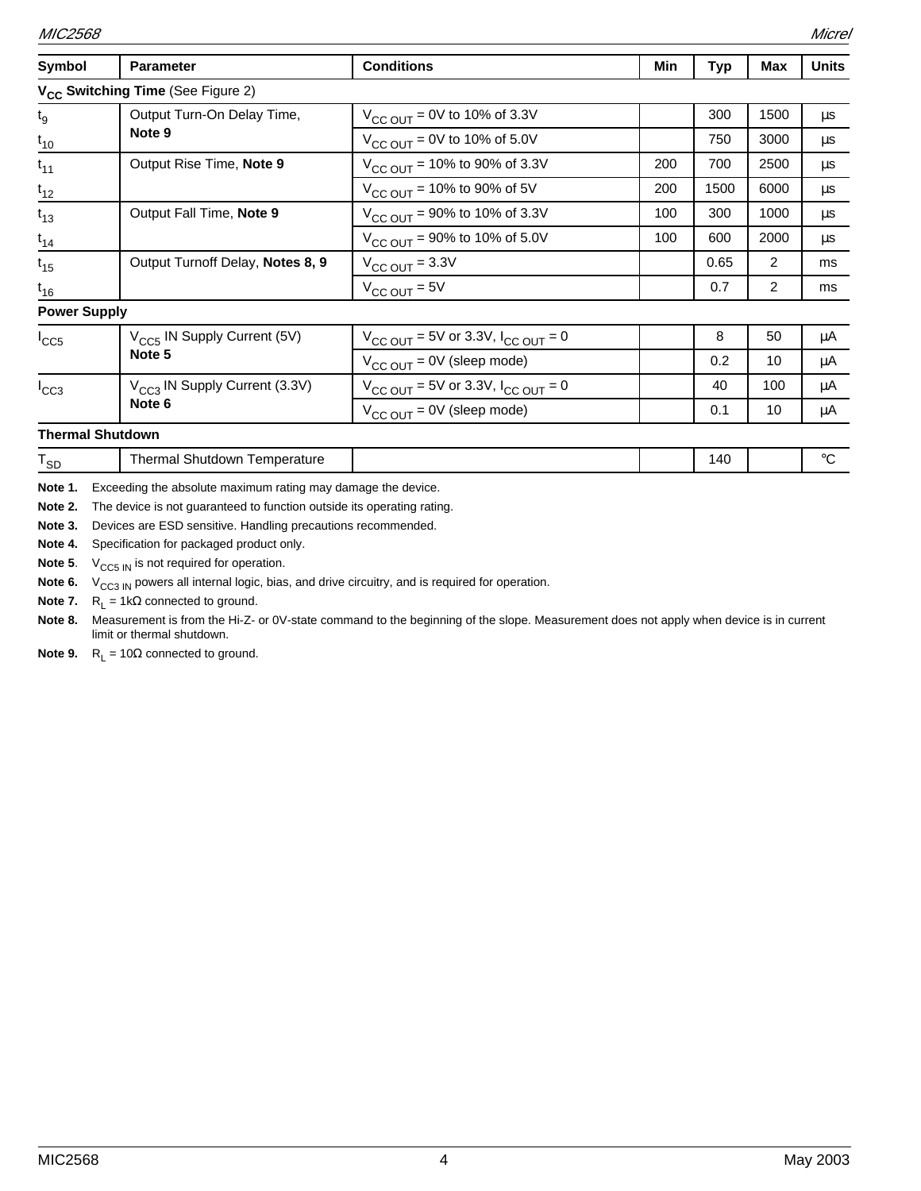| Symbol | Parameter | Conditions | Min | Typ | Max | Units |
|---|---|---|---|---|---|---|
| **$V_{CC}$ Switching Time** (See Figure 2) | | | | | | |
| $t_9$ | Output Turn-On Delay Time, **Note 9** | $V_{CC\ OUT}$ = 0V to 10% of 3.3V | | 300 | 1500 | µs |
| $t_{10}$ | | $V_{CC\ OUT}$ = 0V to 10% of 5.0V | | 750 | 3000 | µs |
| $t_{11}$ | Output Rise Time, **Note 9** | $V_{CC\ OUT}$ = 10% to 90% of 3.3V | 200 | 700 | 2500 | µs |
| $t_{12}$ | | $V_{CC\ OUT}$ = 10% to 90% of 5V | 200 | 1500 | 6000 | µs |
| $t_{13}$ | Output Fall Time, **Note 9** | $V_{CC\ OUT}$ = 90% to 10% of 3.3V | 100 | 300 | 1000 | µs |
| $t_{14}$ | | $V_{CC\ OUT}$ = 90% to 10% of 5.0V | 100 | 600 | 2000 | µs |
| $t_{15}$ | Output Turnoff Delay, **Notes 8, 9** | $V_{CC\ OUT}$ = 3.3V | | 0.65 | 2 | ms |
| $t_{16}$ | | $V_{CC\ OUT}$ = 5V | | 0.7 | 2 | ms |
| **Power Supply** | | | | | | |
| $I_{CC5}$ | $V_{CC5}$ IN Supply Current (5V) **Note 5** | $V_{CC\ OUT}$ = 5V or 3.3V, $I_{CC\ OUT}$ = 0 | | 8 | 50 | µA |
| | | $V_{CC\ OUT}$ = 0V (sleep mode) | | 0.2 | 10 | µA |
| $I_{CC3}$ | $V_{CC3}$ IN Supply Current (3.3V) **Note 6** | $V_{CC\ OUT}$ = 5V or 3.3V, $I_{CC\ OUT}$ = 0 | | 40 | 100 | µA |
| | | $V_{CC\ OUT}$ = 0V (sleep mode) | | 0.1 | 10 | µA |
| **Thermal Shutdown** | | | | | | |
| $T_{SD}$ | Thermal Shutdown Temperature | | | 140 | | °C |

**Note 1.** Exceeding the absolute maximum rating may damage the device.

**Note 2.** The device is not guaranteed to function outside its operating rating.

**Note 3.** Devices are ESD sensitive. Handling precautions recommended.

**Note 4.** Specification for packaged product only.

**Note 5**. $V_{CC5\ IN}$ is not required for operation.

**Note 6.** $V_{CC3\ IN}$ powers all internal logic, bias, and drive circuitry, and is required for operation.

**Note 7.** $R_L$ = 1kΩ connected to ground.

**Note 8.** Measurement is from the Hi-Z- or 0V-state command to the beginning of the slope. Measurement does not apply when device is in current limit or thermal shutdown.

**Note 9.** $R_L$ = 10Ω connected to ground.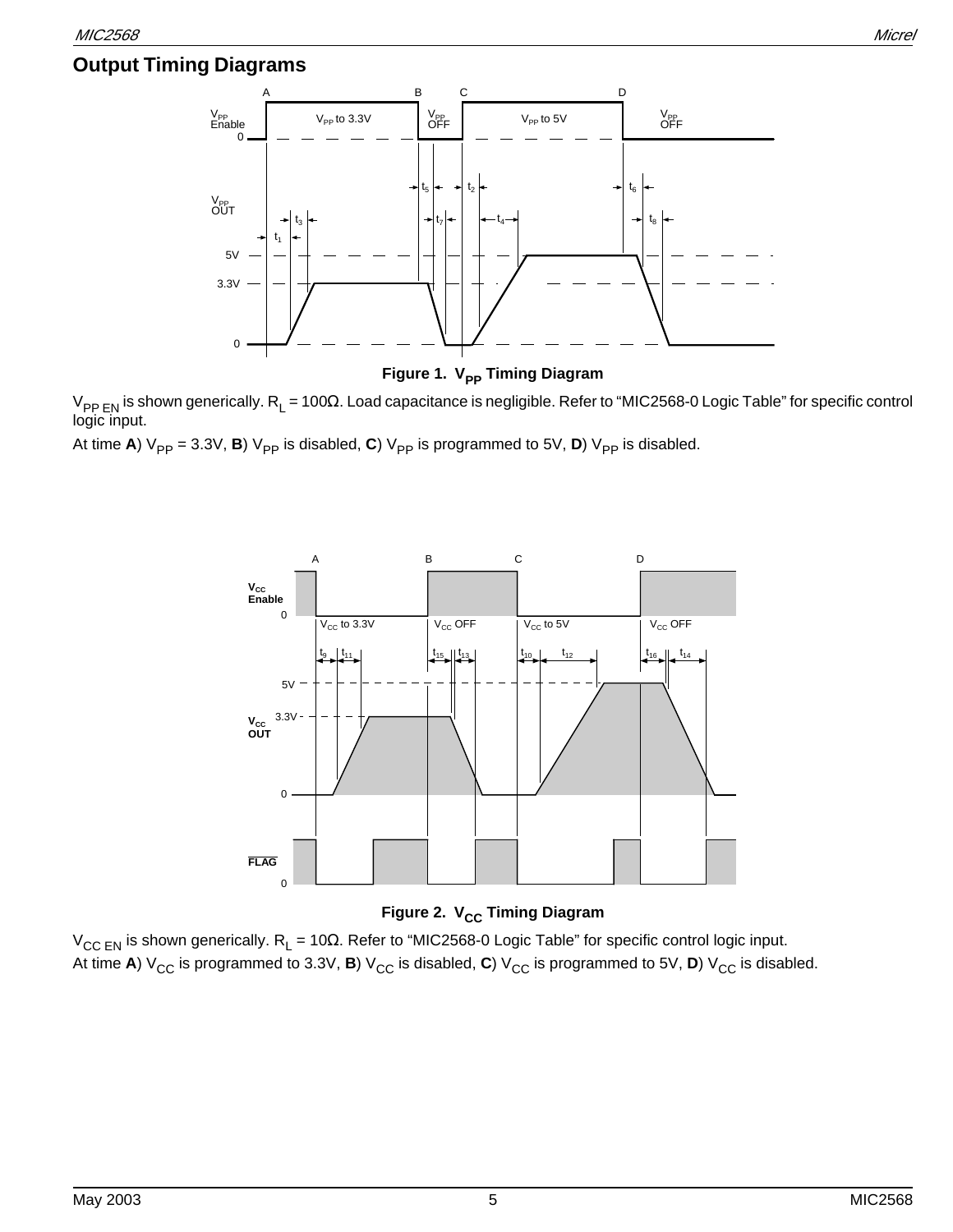## Output Timing Diagrams

**Figure 1. $V_{PP}$ Timing Diagram**

$V_{PP\ EN}$ is shown generically. $R_L$ = 100Ω. Load capacitance is negligible. Refer to "MIC2568-0 Logic Table" for specific control logic input.

At time **A**) $V_{PP}$ = 3.3V, **B**) $V_{PP}$ is disabled, **C**) $V_{PP}$ is programmed to 5V, **D**) $V_{PP}$ is disabled.

**Figure 2. $V_{CC}$ Timing Diagram**

$V_{CC\ EN}$ is shown generically. $R_L$ = 10Ω. Refer to "MIC2568-0 Logic Table" for specific control logic input.

At time **A**) $V_{CC}$ is programmed to 3.3V, **B**) $V_{CC}$ is disabled, **C**) $V_{CC}$ is programmed to 5V, **D**) $V_{CC}$ is disabled.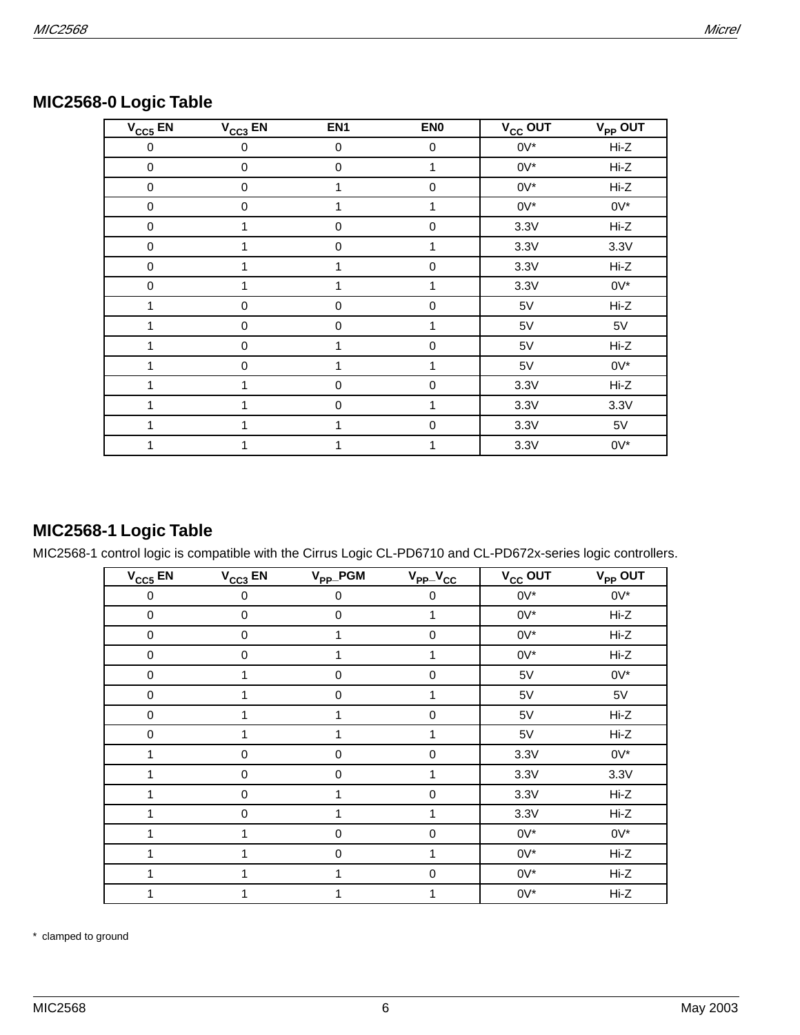## MIC2568-0 Logic Table

| $V_{CC5}$ EN | $V_{CC3}$ EN | EN1 | EN0 | $V_{CC}$ OUT | $V_{PP}$ OUT |
|---|---|---|---|---|---|
| 0 | 0 | 0 | 0 | 0V* | Hi-Z |
| 0 | 0 | 0 | 1 | 0V* | Hi-Z |
| 0 | 0 | 1 | 0 | 0V* | Hi-Z |
| 0 | 0 | 1 | 1 | 0V* | 0V* |
| 0 | 1 | 0 | 0 | 3.3V | Hi-Z |
| 0 | 1 | 0 | 1 | 3.3V | 3.3V |
| 0 | 1 | 1 | 0 | 3.3V | Hi-Z |
| 0 | 1 | 1 | 1 | 3.3V | 0V* |
| 1 | 0 | 0 | 0 | 5V | Hi-Z |
| 1 | 0 | 0 | 1 | 5V | 5V |
| 1 | 0 | 1 | 0 | 5V | Hi-Z |
| 1 | 0 | 1 | 1 | 5V | 0V* |
| 1 | 1 | 0 | 0 | 3.3V | Hi-Z |
| 1 | 1 | 0 | 1 | 3.3V | 3.3V |
| 1 | 1 | 1 | 0 | 3.3V | 5V |
| 1 | 1 | 1 | 1 | 3.3V | 0V* |

## MIC2568-1 Logic Table

MIC2568-1 control logic is compatible with the Cirrus Logic CL-PD6710 and CL-PD672x-series logic controllers.

| $V_{CC5}$ EN | $V_{CC3}$ EN | $V_{PP}$_PGM | $V_{PP}$_$V_{CC}$ | $V_{CC}$ OUT | $V_{PP}$ OUT |
|---|---|---|---|---|---|
| 0 | 0 | 0 | 0 | 0V* | 0V* |
| 0 | 0 | 0 | 1 | 0V* | Hi-Z |
| 0 | 0 | 1 | 0 | 0V* | Hi-Z |
| 0 | 0 | 1 | 1 | 0V* | Hi-Z |
| 0 | 1 | 0 | 0 | 5V | 0V* |
| 0 | 1 | 0 | 1 | 5V | 5V |
| 0 | 1 | 1 | 0 | 5V | Hi-Z |
| 0 | 1 | 1 | 1 | 5V | Hi-Z |
| 1 | 0 | 0 | 0 | 3.3V | 0V* |
| 1 | 0 | 0 | 1 | 3.3V | 3.3V |
| 1 | 0 | 1 | 0 | 3.3V | Hi-Z |
| 1 | 0 | 1 | 1 | 3.3V | Hi-Z |
| 1 | 1 | 0 | 0 | 0V* | 0V* |
| 1 | 1 | 0 | 1 | 0V* | Hi-Z |
| 1 | 1 | 1 | 0 | 0V* | Hi-Z |
| 1 | 1 | 1 | 1 | 0V* | Hi-Z |

* clamped to ground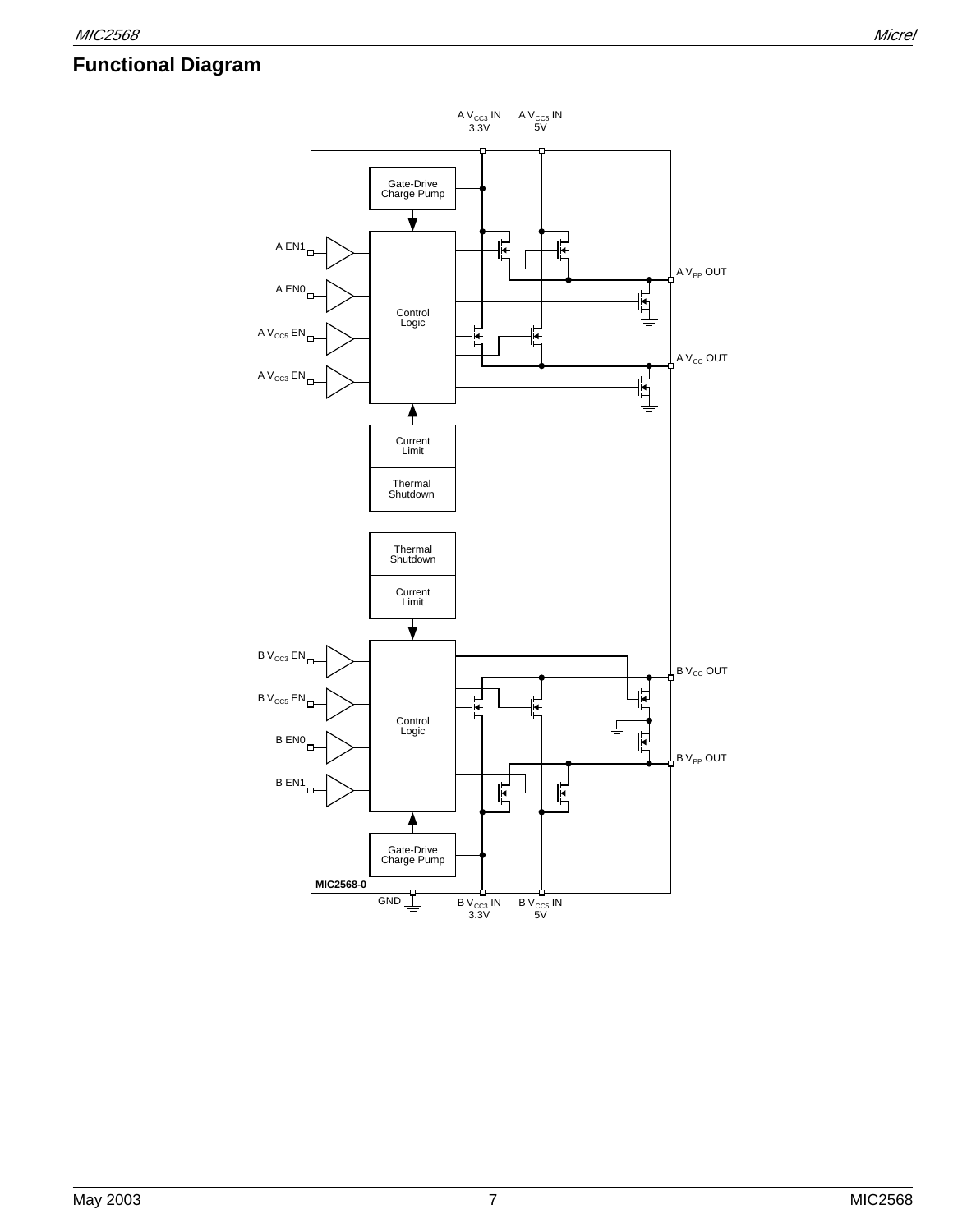## Functional Diagram

A $V_{CC3}$ IN 3.3V

A $V_{CC5}$ IN 5V

Gate-Drive Charge Pump

A EN1

A EN0

A $V_{CC5}$ EN

A $V_{CC3}$ EN

Control Logic

A $V_{PP}$ OUT

A $V_{CC}$ OUT

Current Limit

Thermal Shutdown

Thermal Shutdown

Current Limit

B $V_{CC3}$ EN

B $V_{CC5}$ EN

B EN0

B EN1

Control Logic

B $V_{CC}$ OUT

B $V_{PP}$ OUT

Gate-Drive Charge Pump

MIC2568-0

GND

B $V_{CC3}$ IN 3.3V

B $V_{CC5}$ IN 5V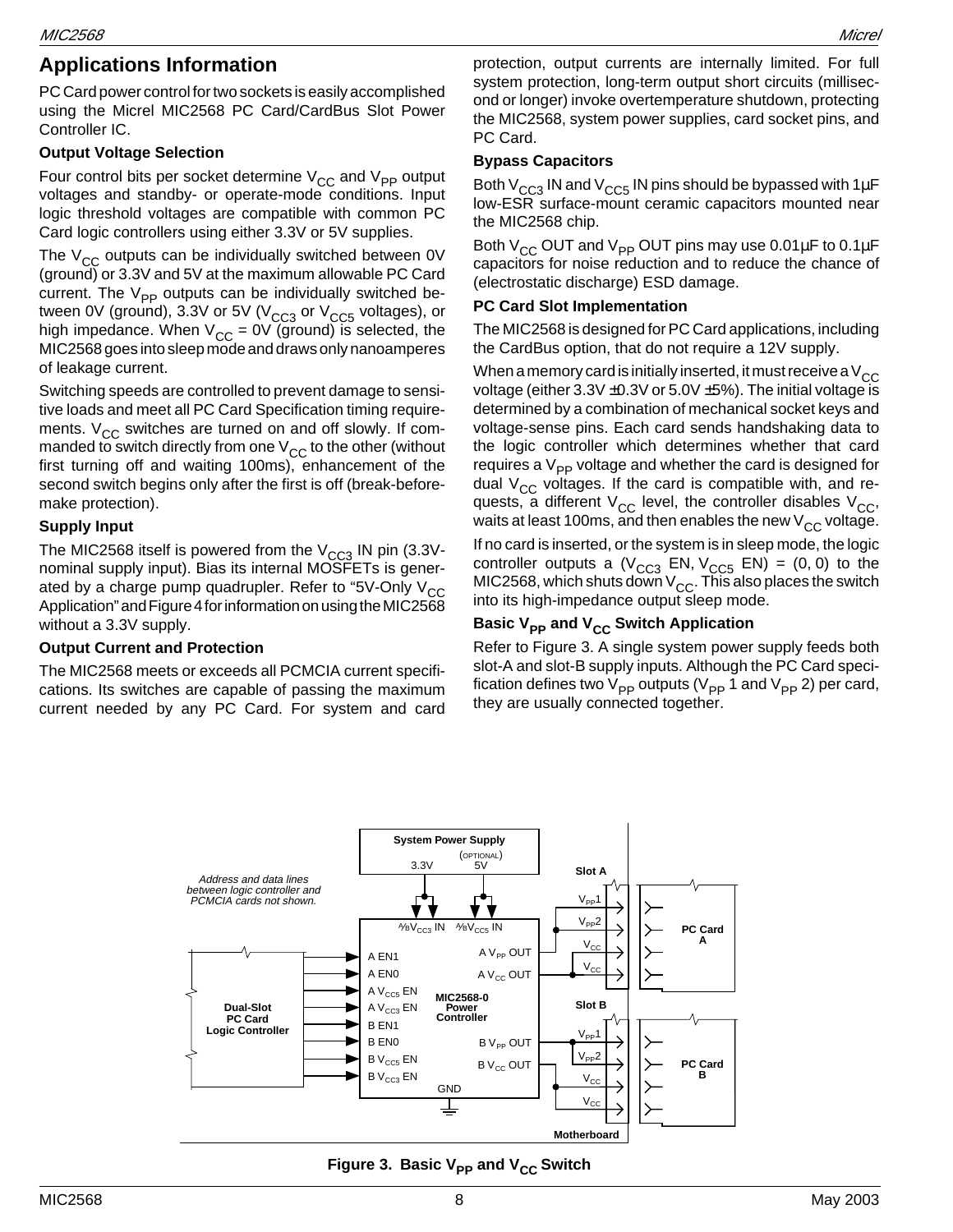## Applications Information

PC Card power control for two sockets is easily accomplished using the Micrel MIC2568 PC Card/CardBus Slot Power Controller IC.

### Output Voltage Selection

Four control bits per socket determine $V_{CC}$ and $V_{PP}$ output voltages and standby- or operate-mode conditions. Input logic threshold voltages are compatible with common PC Card logic controllers using either 3.3V or 5V supplies.

The $V_{CC}$ outputs can be individually switched between 0V (ground) or 3.3V and 5V at the maximum allowable PC Card current. The $V_{PP}$ outputs can be individually switched between 0V (ground), 3.3V or 5V ($V_{CC3}$ or $V_{CC5}$ voltages), or high impedance. When $V_{CC}$ = 0V (ground) is selected, the MIC2568 goes into sleep mode and draws only nanoamperes of leakage current.

Switching speeds are controlled to prevent damage to sensitive loads and meet all PC Card Specification timing requirements. $V_{CC}$ switches are turned on and off slowly. If commanded to switch directly from one $V_{CC}$ to the other (without first turning off and waiting 100ms), enhancement of the second switch begins only after the first is off (break-before-make protection).

### Supply Input

The MIC2568 itself is powered from the $V_{CC3}$ IN pin (3.3V-nominal supply input). Bias its internal MOSFETs is generated by a charge pump quadrupler. Refer to "5V-Only $V_{CC}$ Application" and Figure 4 for information on using the MIC2568 without a 3.3V supply.

### Output Current and Protection

The MIC2568 meets or exceeds all PCMCIA current specifications. Its switches are capable of passing the maximum current needed by any PC Card. For system and card protection, output currents are internally limited. For full system protection, long-term output short circuits (millisecond or longer) invoke overtemperature shutdown, protecting the MIC2568, system power supplies, card socket pins, and PC Card.

### Bypass Capacitors

Both $V_{CC3}$ IN and $V_{CC5}$ IN pins should be bypassed with 1µF low-ESR surface-mount ceramic capacitors mounted near the MIC2568 chip.

Both $V_{CC}$ OUT and $V_{PP}$ OUT pins may use 0.01µF to 0.1µF capacitors for noise reduction and to reduce the chance of (electrostatic discharge) ESD damage.

### PC Card Slot Implementation

The MIC2568 is designed for PC Card applications, including the CardBus option, that do not require a 12V supply.

When a memory card is initially inserted, it must receive a $V_{CC}$ voltage (either 3.3V ±0.3V or 5.0V ±5%). The initial voltage is determined by a combination of mechanical socket keys and voltage-sense pins. Each card sends handshaking data to the logic controller which determines whether that card requires a $V_{PP}$ voltage and whether the card is designed for dual $V_{CC}$ voltages. If the card is compatible with, and requests, a different $V_{CC}$ level, the controller disables $V_{CC}$, waits at least 100ms, and then enables the new $V_{CC}$ voltage.

If no card is inserted, or the system is in sleep mode, the logic controller outputs a ($V_{CC3}$ EN, $V_{CC5}$ EN) = (0, 0) to the MIC2568, which shuts down $V_{CC}$. This also places the switch into its high-impedance output sleep mode.

### Basic $V_{PP}$ and $V_{CC}$ Switch Application

Refer to Figure 3. A single system power supply feeds both slot-A and slot-B supply inputs. Although the PC Card specification defines two $V_{PP}$ outputs ($V_{PP}$ 1 and $V_{PP}$ 2) per card, they are usually connected together.

**Figure 3. Basic $V_{PP}$ and $V_{CC}$ Switch**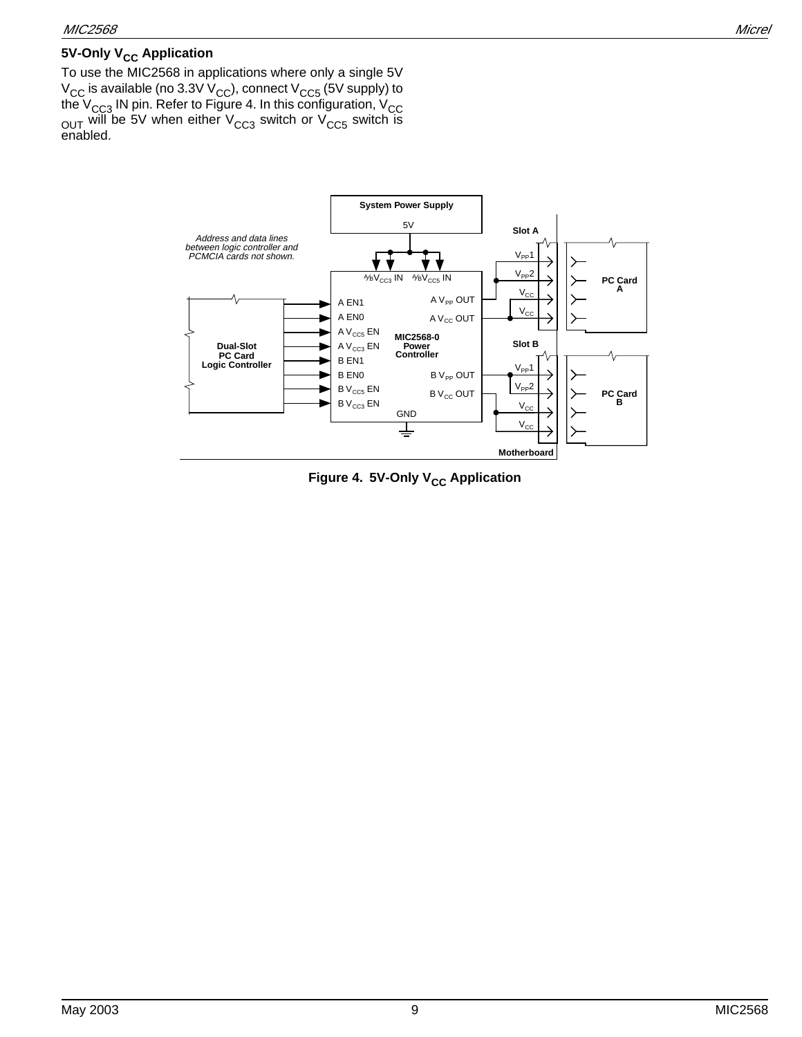### 5V-Only $V_{CC}$ Application

To use the MIC2568 in applications where only a single 5V $V_{CC}$ is available (no 3.3V $V_{CC}$), connect $V_{CC5}$ (5V supply) to the $V_{CC3}$ IN pin. Refer to Figure 4. In this configuration, $V_{CC}$ $_{OUT}$ will be 5V when either $V_{CC3}$ switch or $V_{CC5}$ switch is enabled.

**Figure 4. 5V-Only $V_{CC}$ Application**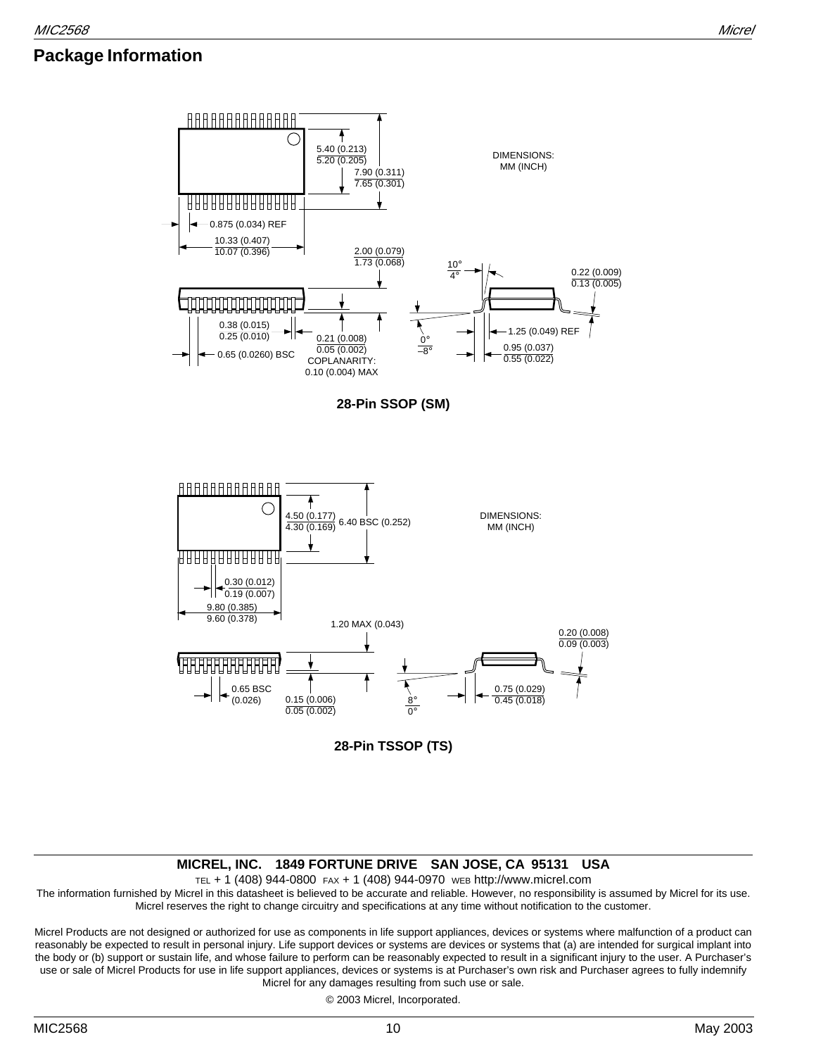## Package Information

DIMENSIONS: MM (INCH)

5.40 (0.213) / 5.20 (0.205)

7.90 (0.311) / 7.65 (0.301)

0.875 (0.034) REF

10.33 (0.407) / 10.07 (0.396)

2.00 (0.079) / 1.73 (0.068)

10° / 4°

0.22 (0.009) / 0.13 (0.005)

0.38 (0.015) / 0.25 (0.010)

0.21 (0.008) / 0.05 (0.002)

0° / –8°

1.25 (0.049) REF

0.95 (0.037) / 0.55 (0.022)

0.65 (0.0260) BSC

COPLANARITY: 0.10 (0.004) MAX

**28-Pin SSOP (SM)**

DIMENSIONS: MM (INCH)

4.50 (0.177) / 4.30 (0.169)

6.40 BSC (0.252)

0.30 (0.012) / 0.19 (0.007)

9.80 (0.385) / 9.60 (0.378)

1.20 MAX (0.043)

0.20 (0.008) / 0.09 (0.003)

0.65 BSC (0.026)

0.15 (0.006) / 0.05 (0.002)

8° / 0°

0.75 (0.029) / 0.45 (0.018)

**28-Pin TSSOP (TS)**

**MICREL, INC. 1849 FORTUNE DRIVE SAN JOSE, CA 95131 USA**

TEL + 1 (408) 944-0800 FAX + 1 (408) 944-0970 WEB http://www.micrel.com

The information furnished by Micrel in this datasheet is believed to be accurate and reliable. However, no responsibility is assumed by Micrel for its use. Micrel reserves the right to change circuitry and specifications at any time without notification to the customer.

Micrel Products are not designed or authorized for use as components in life support appliances, devices or systems where malfunction of a product can reasonably be expected to result in personal injury. Life support devices or systems are devices or systems that (a) are intended for surgical implant into the body or (b) support or sustain life, and whose failure to perform can be reasonably expected to result in a significant injury to the user. A Purchaser's use or sale of Micrel Products for use in life support appliances, devices or systems is at Purchaser's own risk and Purchaser agrees to fully indemnify Micrel for any damages resulting from such use or sale.

© 2003 Micrel, Incorporated.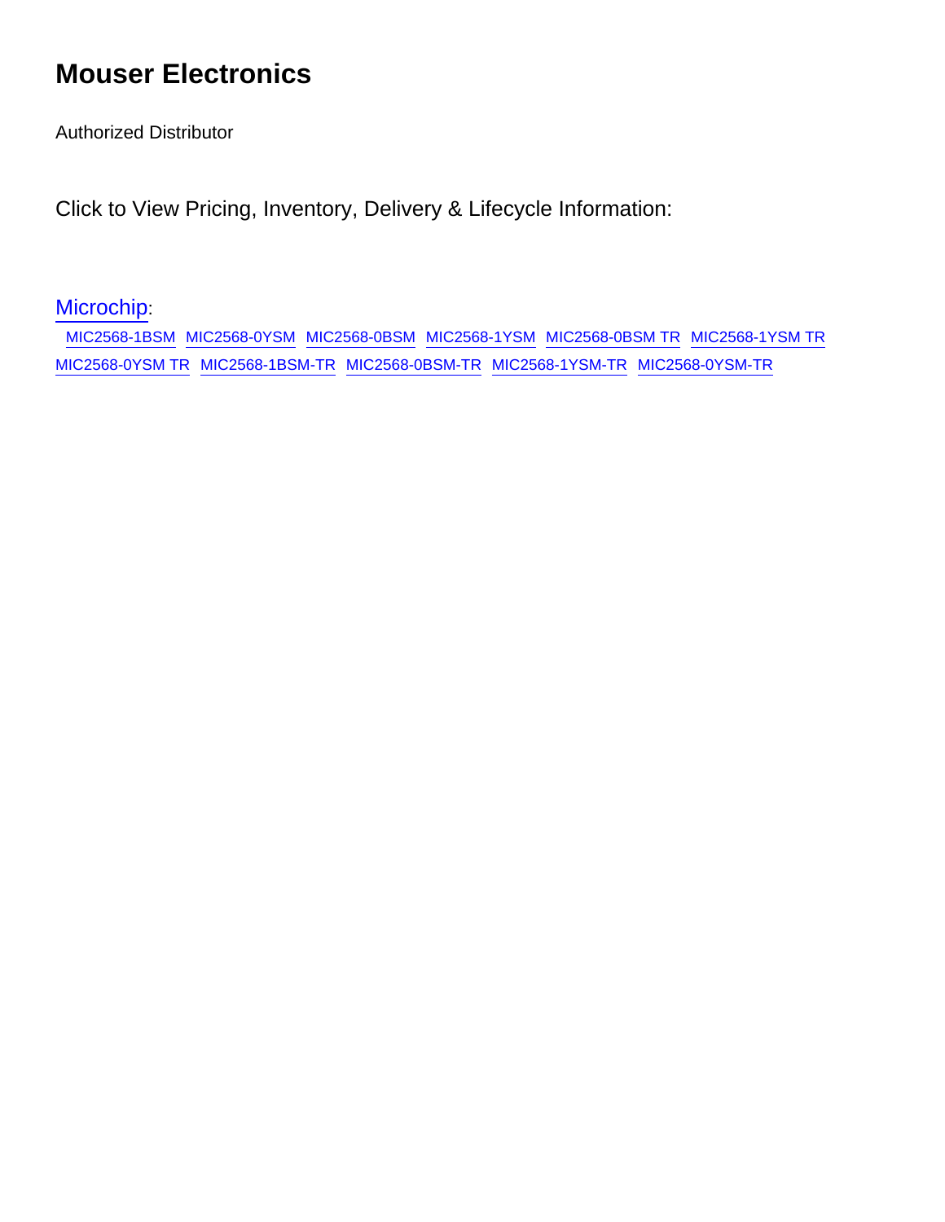# Mouser Electronics

Authorized Distributor

Click to View Pricing, Inventory, Delivery & Lifecycle Information:

Microchip:

MIC2568-1BSM  MIC2568-0YSM  MIC2568-0BSM  MIC2568-1YSM  MIC2568-0BSM TR  MIC2568-1YSM TR  MIC2568-0YSM TR  MIC2568-1BSM-TR  MIC2568-0BSM-TR  MIC2568-1YSM-TR  MIC2568-0YSM-TR